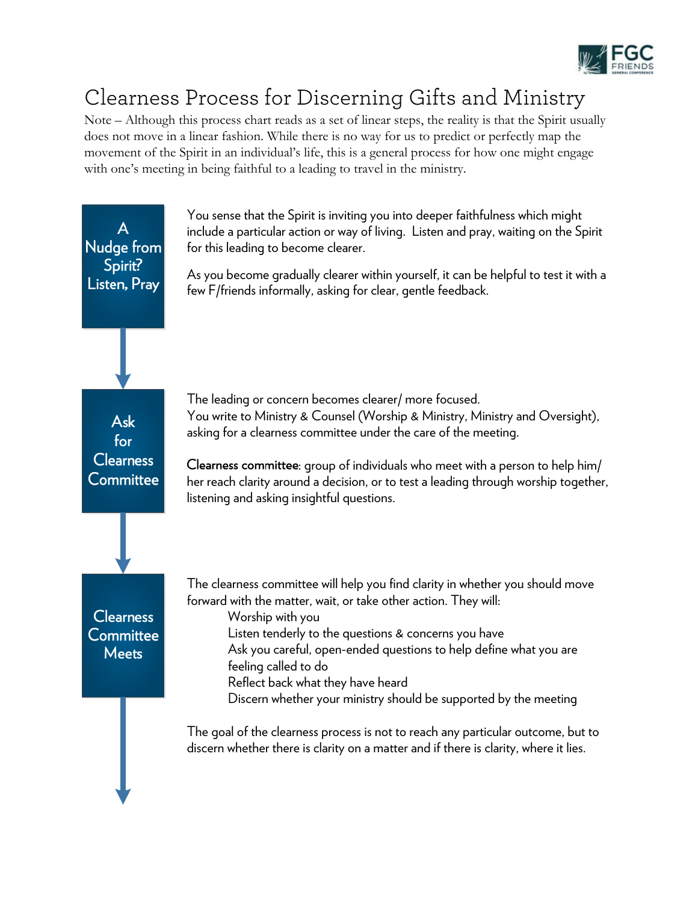# Clearness Process for Discerning Gifts and Ministry

Note – Although this process chart reads as a set of linear steps, the reality is that the Spirit usually does not move in a linear fashion. While there is no way for us to predict or perfectly map the movement of the Spirit in an individual's life, this is a general process for how one might engage with one's meeting in being faithful to a leading to travel in the ministry.

## A Nudge from Spirit? Listen, Pray

You sense that the Spirit is inviting you into deeper faithfulness which might include a particular action or way of living. Listen and pray, waiting on the Spirit for this leading to become clearer.

As you become gradually clearer within yourself, it can be helpful to test it with a few F/friends informally, asking for clear, gentle feedback.

## Ask for Clearness Committee

The leading or concern becomes clearer/ more focused.
You write to Ministry & Counsel (Worship & Ministry, Ministry and Oversight), asking for a clearness committee under the care of the meeting.

**Clearness committee**: group of individuals who meet with a person to help him/her reach clarity around a decision, or to test a leading through worship together, listening and asking insightful questions.

## Clearness Committee Meets

The clearness committee will help you find clarity in whether you should move forward with the matter, wait, or take other action. They will:

- Worship with you
- Listen tenderly to the questions & concerns you have
- Ask you careful, open-ended questions to help define what you are feeling called to do
- Reflect back what they have heard
- Discern whether your ministry should be supported by the meeting

The goal of the clearness process is not to reach any particular outcome, but to discern whether there is clarity on a matter and if there is clarity, where it lies.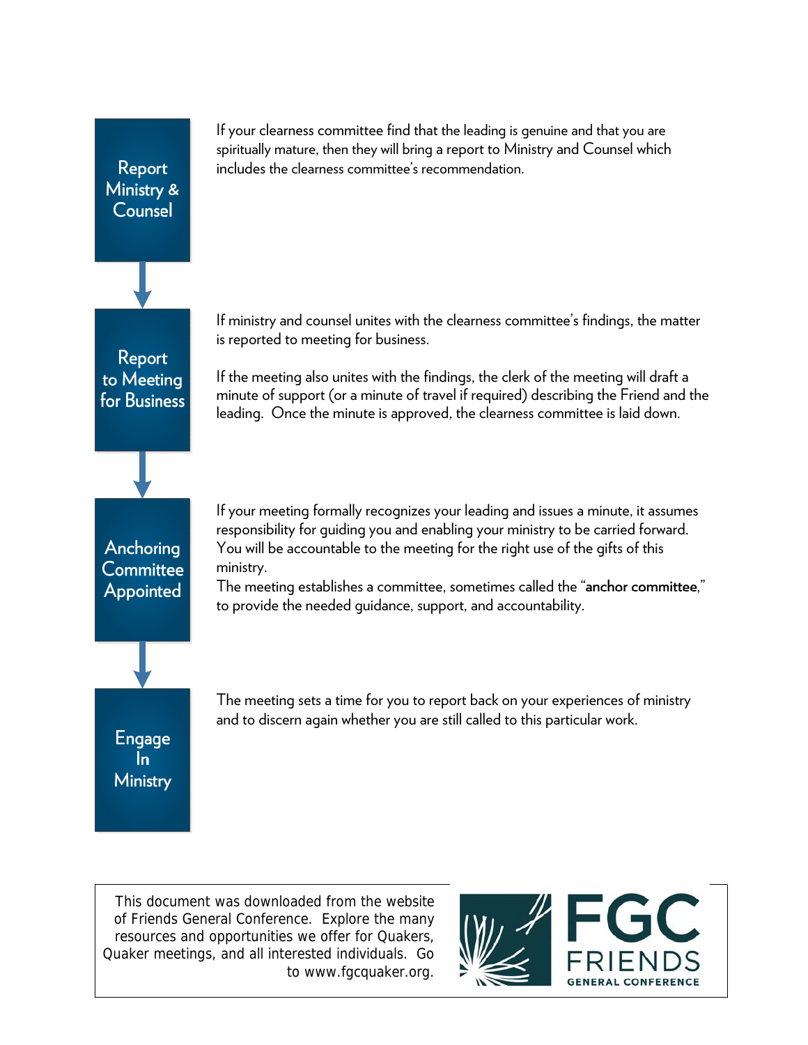**Report Ministry & Counsel**

If your clearness committee find that the leading is genuine and that you are spiritually mature, then they will bring a report to Ministry and Counsel which includes the clearness committee's recommendation.

**Report to Meeting for Business**

If ministry and counsel unites with the clearness committee's findings, the matter is reported to meeting for business.

If the meeting also unites with the findings, the clerk of the meeting will draft a minute of support (or a minute of travel if required) describing the Friend and the leading. Once the minute is approved, the clearness committee is laid down.

**Anchoring Committee Appointed**

If your meeting formally recognizes your leading and issues a minute, it assumes responsibility for guiding you and enabling your ministry to be carried forward. You will be accountable to the meeting for the right use of the gifts of this ministry.
The meeting establishes a committee, sometimes called the "**anchor committee**," to provide the needed guidance, support, and accountability.

**Engage In Ministry**

The meeting sets a time for you to report back on your experiences of ministry and to discern again whether you are still called to this particular work.

This document was downloaded from the website of Friends General Conference. Explore the many resources and opportunities we offer for Quakers, Quaker meetings, and all interested individuals. Go to www.fgcquaker.org.

FGC FRIENDS GENERAL CONFERENCE